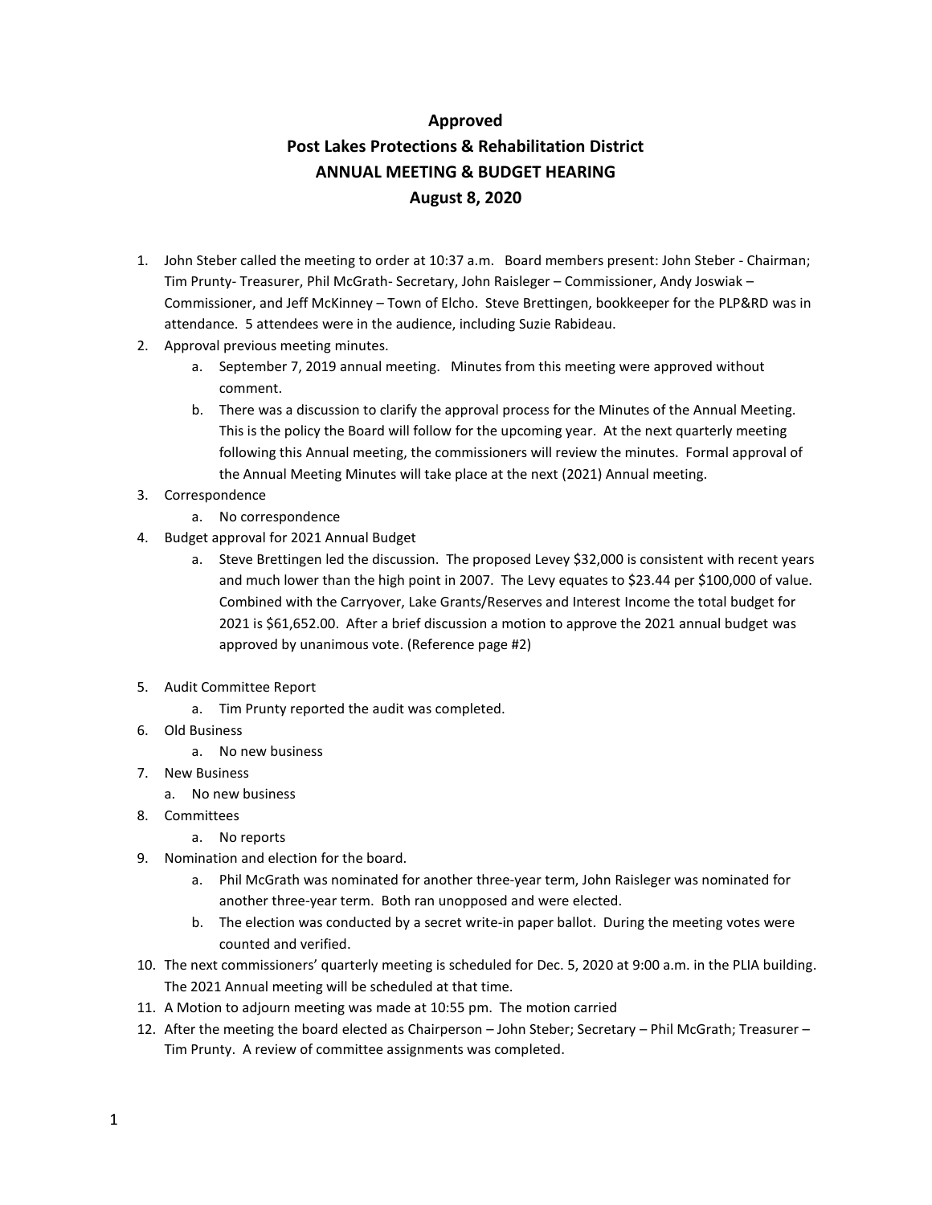**Approved**

# Post Lakes Protections & Rehabilitation District

## ANNUAL MEETING & BUDGET HEARING

## August 8, 2020

1. John Steber called the meeting to order at 10:37 a.m. Board members present: John Steber - Chairman; Tim Prunty- Treasurer, Phil McGrath- Secretary, John Raisleger – Commissioner, Andy Joswiak – Commissioner, and Jeff McKinney – Town of Elcho. Steve Brettingen, bookkeeper for the PLP&RD was in attendance. 5 attendees were in the audience, including Suzie Rabideau.
2. Approval previous meeting minutes.
    a. September 7, 2019 annual meeting. Minutes from this meeting were approved without comment.
    b. There was a discussion to clarify the approval process for the Minutes of the Annual Meeting. This is the policy the Board will follow for the upcoming year. At the next quarterly meeting following this Annual meeting, the commissioners will review the minutes. Formal approval of the Annual Meeting Minutes will take place at the next (2021) Annual meeting.
3. Correspondence
    a. No correspondence
4. Budget approval for 2021 Annual Budget
    a. Steve Brettingen led the discussion. The proposed Levey $32,000 is consistent with recent years and much lower than the high point in 2007. The Levy equates to $23.44 per $100,000 of value. Combined with the Carryover, Lake Grants/Reserves and Interest Income the total budget for 2021 is $61,652.00. After a brief discussion a motion to approve the 2021 annual budget was approved by unanimous vote. (Reference page #2)
5. Audit Committee Report
    a. Tim Prunty reported the audit was completed.
6. Old Business
    a. No new business
7. New Business
    a. No new business
8. Committees
    a. No reports
9. Nomination and election for the board.
    a. Phil McGrath was nominated for another three-year term, John Raisleger was nominated for another three-year term. Both ran unopposed and were elected.
    b. The election was conducted by a secret write-in paper ballot. During the meeting votes were counted and verified.
10. The next commissioners' quarterly meeting is scheduled for Dec. 5, 2020 at 9:00 a.m. in the PLIA building. The 2021 Annual meeting will be scheduled at that time.
11. A Motion to adjourn meeting was made at 10:55 pm. The motion carried
12. After the meeting the board elected as Chairperson – John Steber; Secretary – Phil McGrath; Treasurer – Tim Prunty. A review of committee assignments was completed.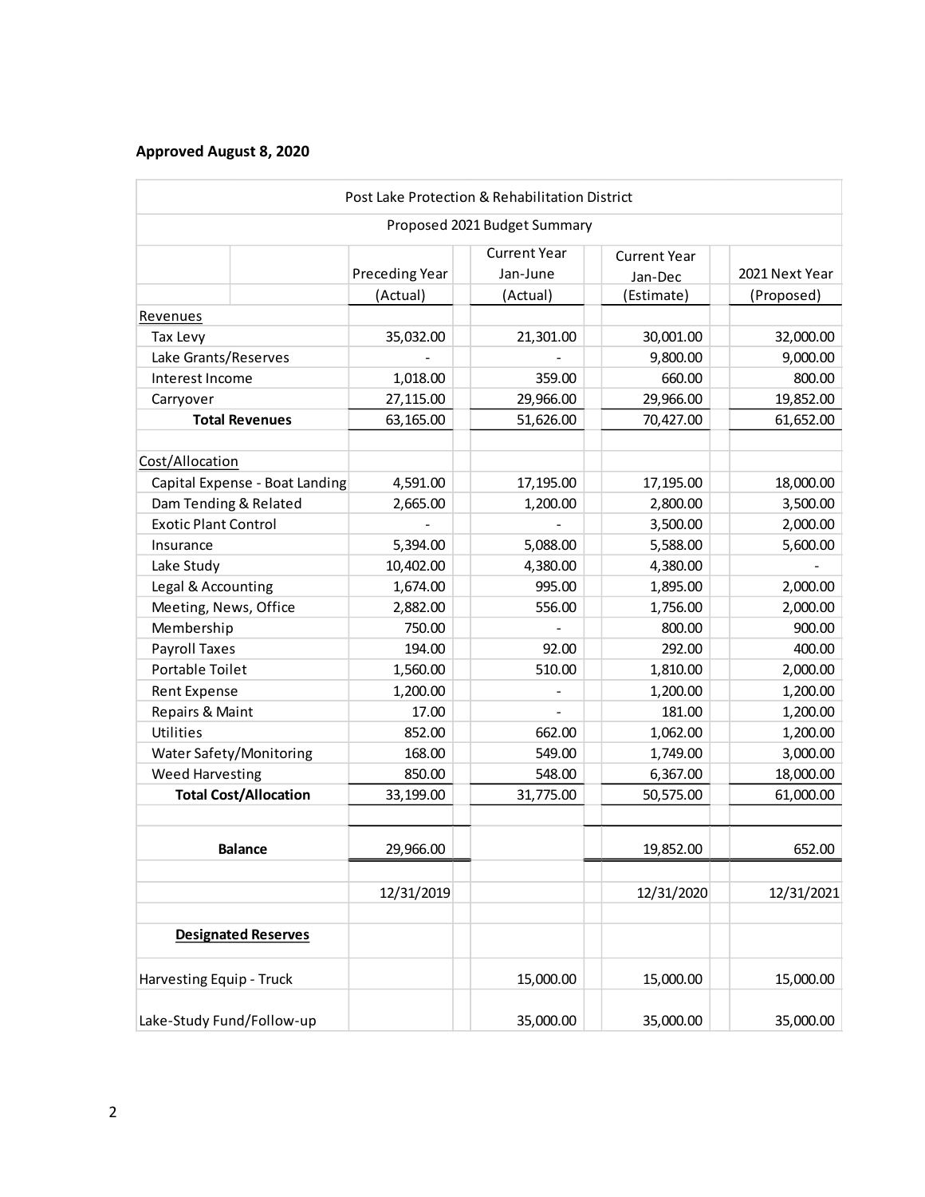**Approved August 8, 2020**

| | | | | | | | |
|---|---|---|---|---|---|---|---|
| Post Lake Protection & Rehabilitation District | | | | | | | |
| Proposed 2021 Budget Summary | | | | | | | |
| | Preceding Year (Actual) | | Current Year Jan-June (Actual) | | Current Year Jan-Dec (Estimate) | | 2021 Next Year (Proposed) |
| Revenues | | | | | | | |
| Tax Levy | 35,032.00 | | 21,301.00 | | 30,001.00 | | 32,000.00 |
| Lake Grants/Reserves | - | | - | | 9,800.00 | | 9,000.00 |
| Interest Income | 1,018.00 | | 359.00 | | 660.00 | | 800.00 |
| Carryover | 27,115.00 | | 29,966.00 | | 29,966.00 | | 19,852.00 |
| **Total Revenues** | 63,165.00 | | 51,626.00 | | 70,427.00 | | 61,652.00 |
| | | | | | | | |
| Cost/Allocation | | | | | | | |
| Capital Expense - Boat Landing | 4,591.00 | | 17,195.00 | | 17,195.00 | | 18,000.00 |
| Dam Tending & Related | 2,665.00 | | 1,200.00 | | 2,800.00 | | 3,500.00 |
| Exotic Plant Control | - | | - | | 3,500.00 | | 2,000.00 |
| Insurance | 5,394.00 | | 5,088.00 | | 5,588.00 | | 5,600.00 |
| Lake Study | 10,402.00 | | 4,380.00 | | 4,380.00 | | - |
| Legal & Accounting | 1,674.00 | | 995.00 | | 1,895.00 | | 2,000.00 |
| Meeting, News, Office | 2,882.00 | | 556.00 | | 1,756.00 | | 2,000.00 |
| Membership | 750.00 | | - | | 800.00 | | 900.00 |
| Payroll Taxes | 194.00 | | 92.00 | | 292.00 | | 400.00 |
| Portable Toilet | 1,560.00 | | 510.00 | | 1,810.00 | | 2,000.00 |
| Rent Expense | 1,200.00 | | - | | 1,200.00 | | 1,200.00 |
| Repairs & Maint | 17.00 | | - | | 181.00 | | 1,200.00 |
| Utilities | 852.00 | | 662.00 | | 1,062.00 | | 1,200.00 |
| Water Safety/Monitoring | 168.00 | | 549.00 | | 1,749.00 | | 3,000.00 |
| Weed Harvesting | 850.00 | | 548.00 | | 6,367.00 | | 18,000.00 |
| **Total Cost/Allocation** | 33,199.00 | | 31,775.00 | | 50,575.00 | | 61,000.00 |
| | | | | | | | |
| **Balance** | 29,966.00 | | | | 19,852.00 | | 652.00 |
| | 12/31/2019 | | | | 12/31/2020 | | 12/31/2021 |
| | | | | | | | |
| **Designated Reserves** | | | | | | | |
| Harvesting Equip - Truck | | | 15,000.00 | | 15,000.00 | | 15,000.00 |
| Lake-Study Fund/Follow-up | | | 35,000.00 | | 35,000.00 | | 35,000.00 |